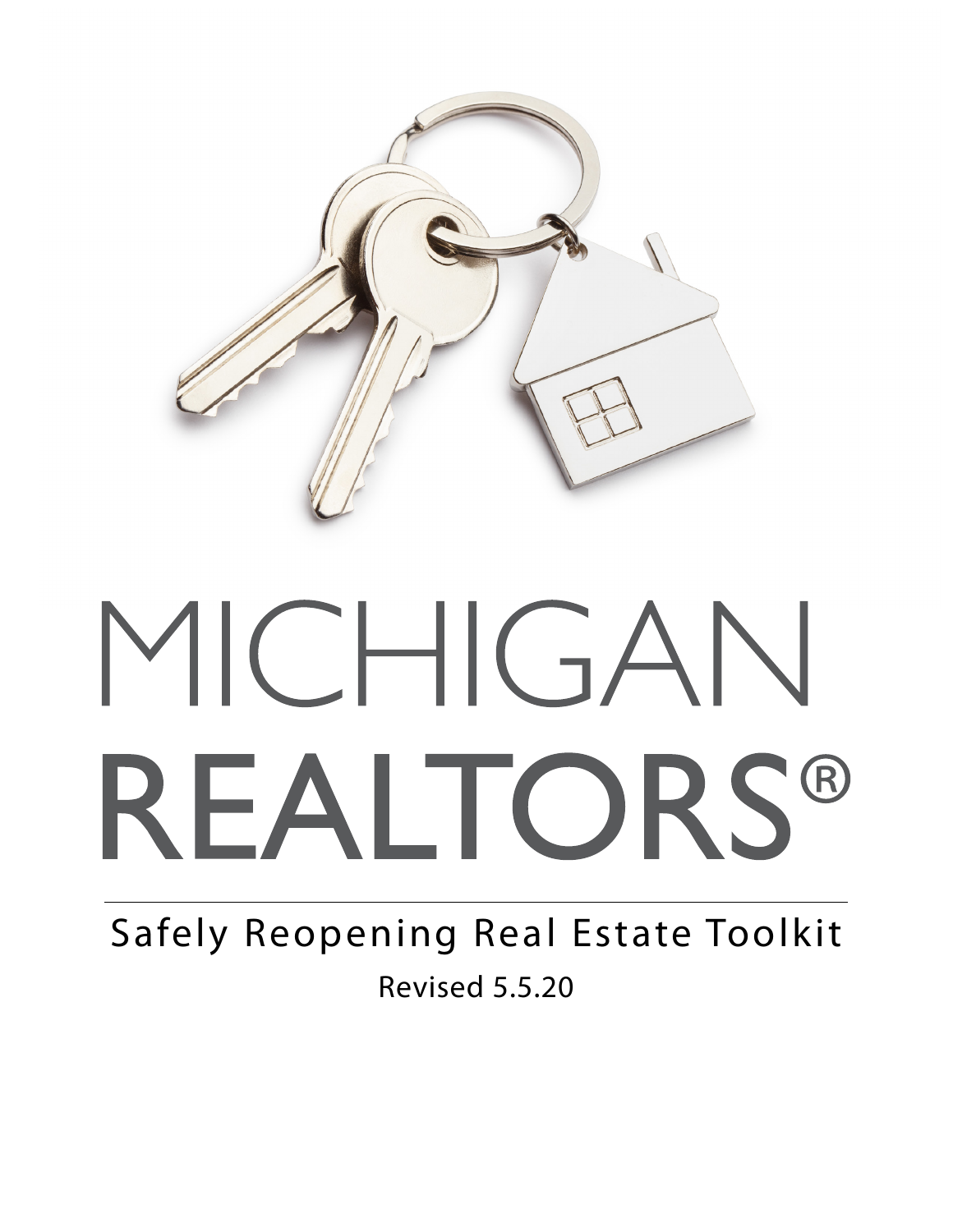# MICHIGAN REALTORS®

## Safely Reopening Real Estate Toolkit

Revised 5.5.20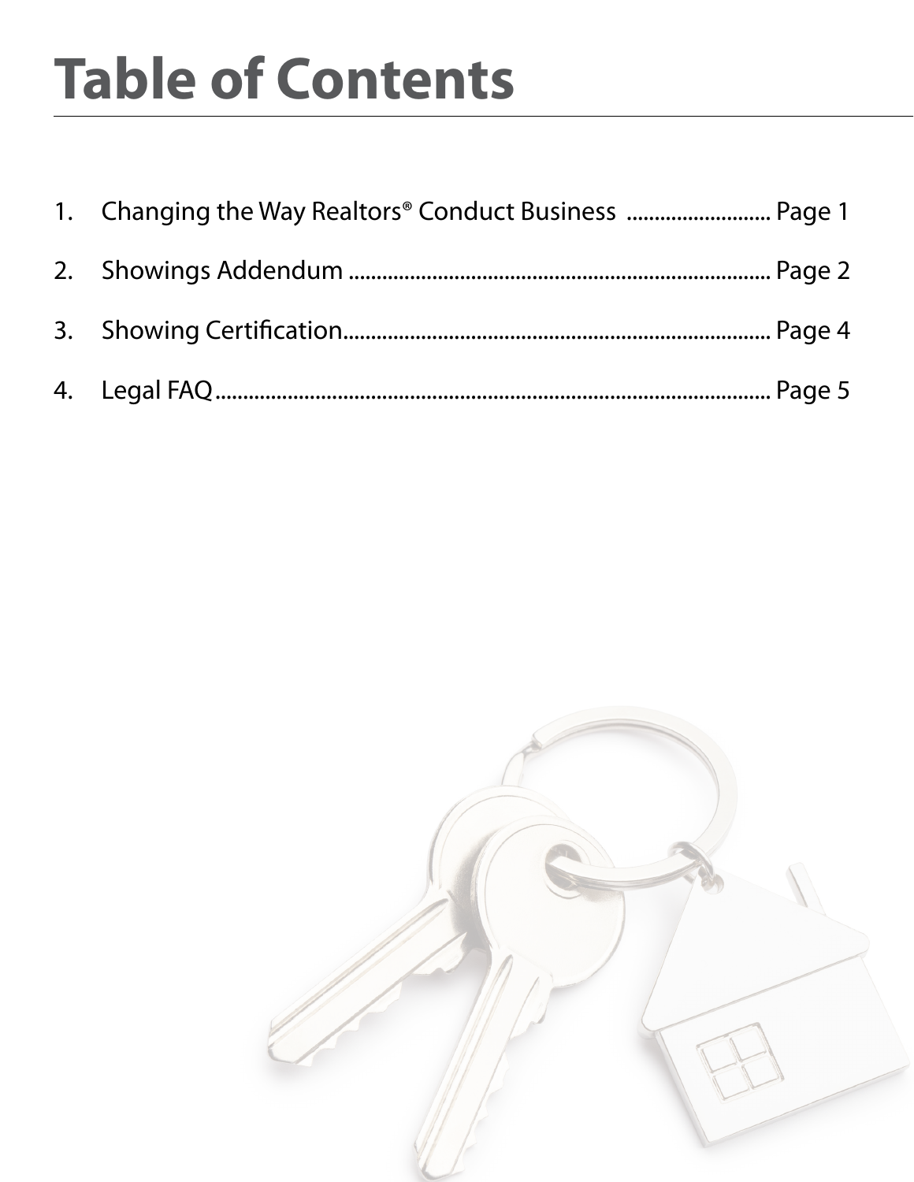# Table of Contents

1. Changing the Way Realtors® Conduct Business .......................... Page 1
2. Showings Addendum .......................................................................... Page 2
3. Showing Certification.......................................................................... Page 4
4. Legal FAQ.............................................................................................. Page 5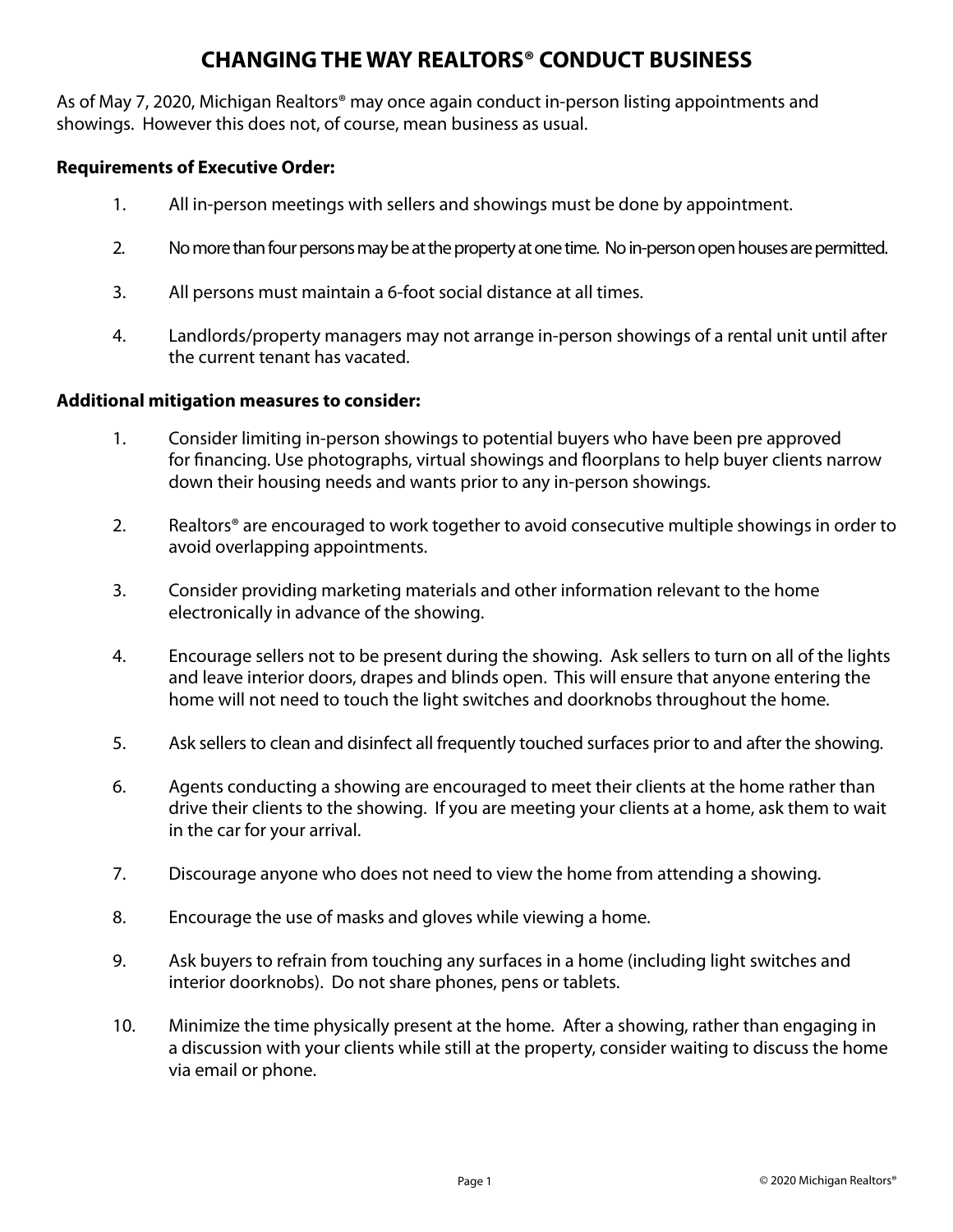# CHANGING THE WAY REALTORS® CONDUCT BUSINESS

As of May 7, 2020, Michigan Realtors® may once again conduct in-person listing appointments and showings. However this does not, of course, mean business as usual.

**Requirements of Executive Order:**

1. All in-person meetings with sellers and showings must be done by appointment.

2. No more than four persons may be at the property at one time. No in-person open houses are permitted.

3. All persons must maintain a 6-foot social distance at all times.

4. Landlords/property managers may not arrange in-person showings of a rental unit until after the current tenant has vacated.

**Additional mitigation measures to consider:**

1. Consider limiting in-person showings to potential buyers who have been pre approved for financing. Use photographs, virtual showings and floorplans to help buyer clients narrow down their housing needs and wants prior to any in-person showings.

2. Realtors® are encouraged to work together to avoid consecutive multiple showings in order to avoid overlapping appointments.

3. Consider providing marketing materials and other information relevant to the home electronically in advance of the showing.

4. Encourage sellers not to be present during the showing. Ask sellers to turn on all of the lights and leave interior doors, drapes and blinds open. This will ensure that anyone entering the home will not need to touch the light switches and doorknobs throughout the home.

5. Ask sellers to clean and disinfect all frequently touched surfaces prior to and after the showing.

6. Agents conducting a showing are encouraged to meet their clients at the home rather than drive their clients to the showing. If you are meeting your clients at a home, ask them to wait in the car for your arrival.

7. Discourage anyone who does not need to view the home from attending a showing.

8. Encourage the use of masks and gloves while viewing a home.

9. Ask buyers to refrain from touching any surfaces in a home (including light switches and interior doorknobs). Do not share phones, pens or tablets.

10. Minimize the time physically present at the home. After a showing, rather than engaging in a discussion with your clients while still at the property, consider waiting to discuss the home via email or phone.

© 2020 Michigan Realtors®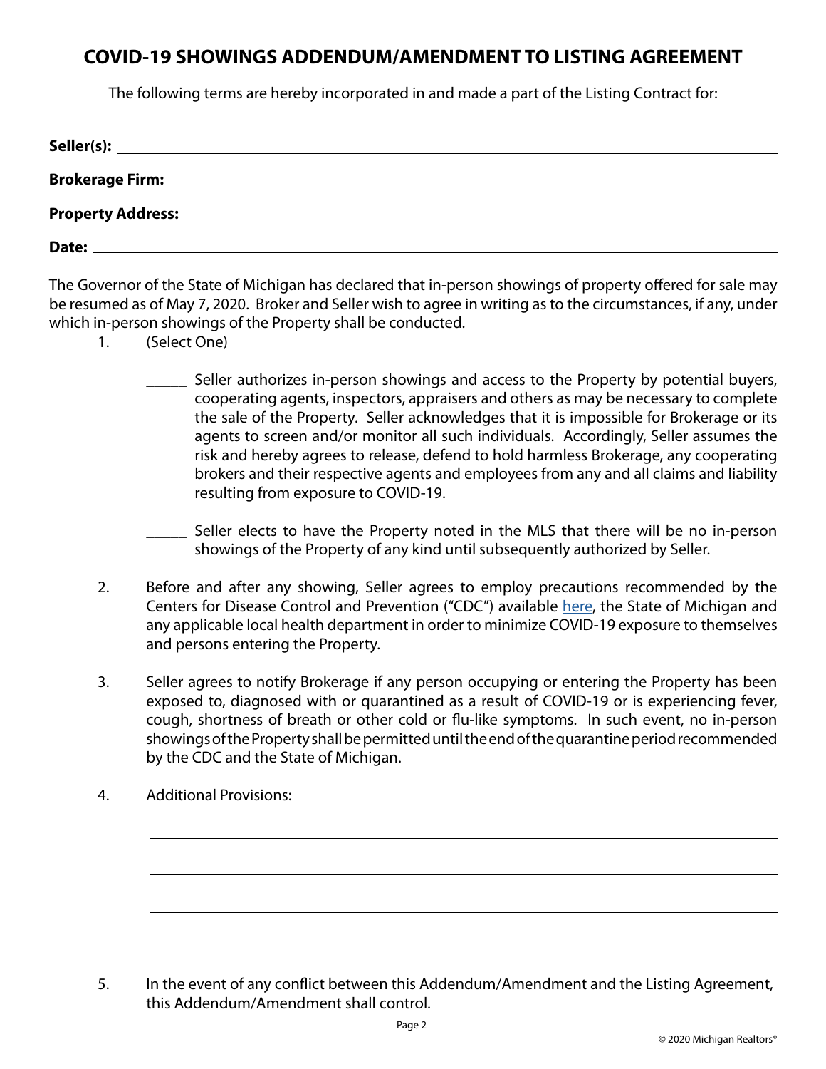# COVID-19 SHOWINGS ADDENDUM/AMENDMENT TO LISTING AGREEMENT

The following terms are hereby incorporated in and made a part of the Listing Contract for:

**Seller(s):** ____________________

**Brokerage Firm:** ____________________

**Property Address:** ____________________

**Date:** ____________________

The Governor of the State of Michigan has declared that in-person showings of property offered for sale may be resumed as of May 7, 2020. Broker and Seller wish to agree in writing as to the circumstances, if any, under which in-person showings of the Property shall be conducted.

1. (Select One)

   _____ Seller authorizes in-person showings and access to the Property by potential buyers, cooperating agents, inspectors, appraisers and others as may be necessary to complete the sale of the Property. Seller acknowledges that it is impossible for Brokerage or its agents to screen and/or monitor all such individuals. Accordingly, Seller assumes the risk and hereby agrees to release, defend to hold harmless Brokerage, any cooperating brokers and their respective agents and employees from any and all claims and liability resulting from exposure to COVID-19.

   _____ Seller elects to have the Property noted in the MLS that there will be no in-person showings of the Property of any kind until subsequently authorized by Seller.

2. Before and after any showing, Seller agrees to employ precautions recommended by the Centers for Disease Control and Prevention ("CDC") available here, the State of Michigan and any applicable local health department in order to minimize COVID-19 exposure to themselves and persons entering the Property.

3. Seller agrees to notify Brokerage if any person occupying or entering the Property has been exposed to, diagnosed with or quarantined as a result of COVID-19 or is experiencing fever, cough, shortness of breath or other cold or flu-like symptoms. In such event, no in-person showings of the Property shall be permitted until the end of the quarantine period recommended by the CDC and the State of Michigan.

4. Additional Provisions: ____________________

   ____________________

   ____________________

   ____________________

   ____________________

5. In the event of any conflict between this Addendum/Amendment and the Listing Agreement, this Addendum/Amendment shall control.

© 2020 Michigan Realtors®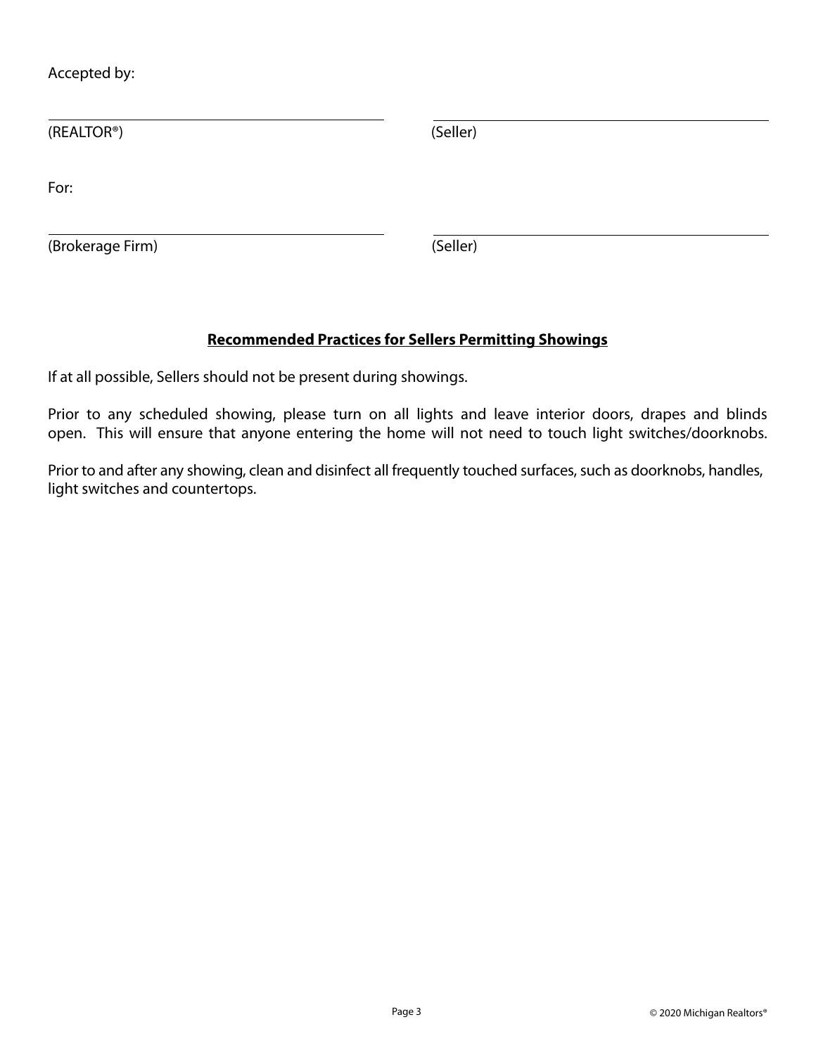Accepted by:

| | |
|---|---|
| (REALTOR®) | (Seller) |

For:

| | |
|---|---|
| (Brokerage Firm) | (Seller) |

## **Recommended Practices for Sellers Permitting Showings**

If at all possible, Sellers should not be present during showings.

Prior to any scheduled showing, please turn on all lights and leave interior doors, drapes and blinds open. This will ensure that anyone entering the home will not need to touch light switches/doorknobs.

Prior to and after any showing, clean and disinfect all frequently touched surfaces, such as doorknobs, handles, light switches and countertops.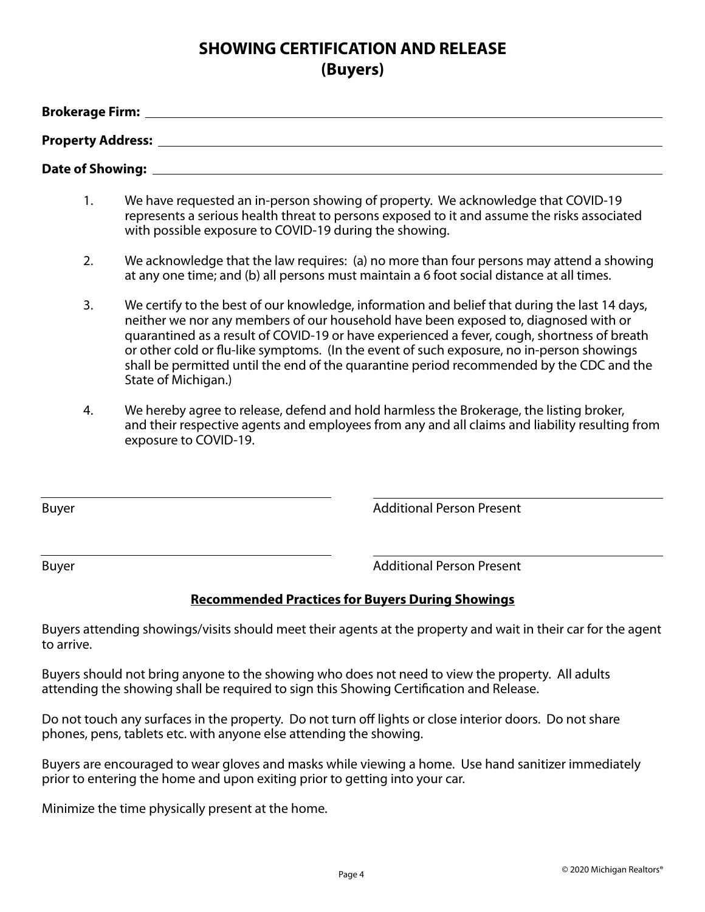# SHOWING CERTIFICATION AND RELEASE
## (Buyers)

**Brokerage Firm:** ______________________________________________

**Property Address:** ______________________________________________

**Date of Showing:** ______________________________________________

1. We have requested an in-person showing of property. We acknowledge that COVID-19 represents a serious health threat to persons exposed to it and assume the risks associated with possible exposure to COVID-19 during the showing.

2. We acknowledge that the law requires: (a) no more than four persons may attend a showing at any one time; and (b) all persons must maintain a 6 foot social distance at all times.

3. We certify to the best of our knowledge, information and belief that during the last 14 days, neither we nor any members of our household have been exposed to, diagnosed with or quarantined as a result of COVID-19 or have experienced a fever, cough, shortness of breath or other cold or flu-like symptoms. (In the event of such exposure, no in-person showings shall be permitted until the end of the quarantine period recommended by the CDC and the State of Michigan.)

4. We hereby agree to release, defend and hold harmless the Brokerage, the listing broker, and their respective agents and employees from any and all claims and liability resulting from exposure to COVID-19.

______________________________ Buyer

______________________________ Additional Person Present

______________________________ Buyer

______________________________ Additional Person Present

### Recommended Practices for Buyers During Showings

Buyers attending showings/visits should meet their agents at the property and wait in their car for the agent to arrive.

Buyers should not bring anyone to the showing who does not need to view the property. All adults attending the showing shall be required to sign this Showing Certification and Release.

Do not touch any surfaces in the property. Do not turn off lights or close interior doors. Do not share phones, pens, tablets etc. with anyone else attending the showing.

Buyers are encouraged to wear gloves and masks while viewing a home. Use hand sanitizer immediately prior to entering the home and upon exiting prior to getting into your car.

Minimize the time physically present at the home.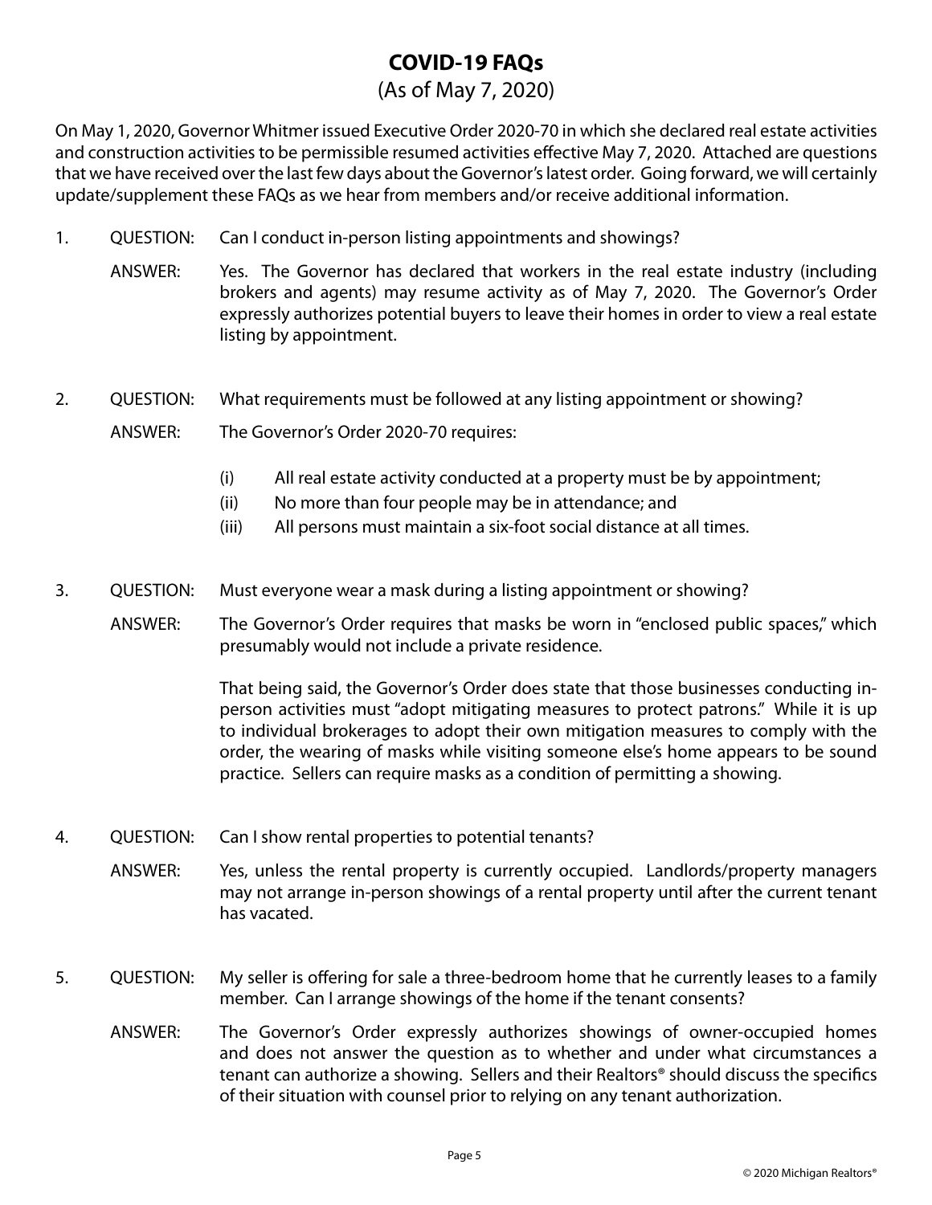# COVID-19 FAQs

(As of May 7, 2020)

On May 1, 2020, Governor Whitmer issued Executive Order 2020-70 in which she declared real estate activities and construction activities to be permissible resumed activities effective May 7, 2020. Attached are questions that we have received over the last few days about the Governor's latest order. Going forward, we will certainly update/supplement these FAQs as we hear from members and/or receive additional information.

1. QUESTION: Can I conduct in-person listing appointments and showings?

   ANSWER: Yes. The Governor has declared that workers in the real estate industry (including brokers and agents) may resume activity as of May 7, 2020. The Governor's Order expressly authorizes potential buyers to leave their homes in order to view a real estate listing by appointment.

2. QUESTION: What requirements must be followed at any listing appointment or showing?

   ANSWER: The Governor's Order 2020-70 requires:

   (i) All real estate activity conducted at a property must be by appointment;
   (ii) No more than four people may be in attendance; and
   (iii) All persons must maintain a six-foot social distance at all times.

3. QUESTION: Must everyone wear a mask during a listing appointment or showing?

   ANSWER: The Governor's Order requires that masks be worn in "enclosed public spaces," which presumably would not include a private residence.

   That being said, the Governor's Order does state that those businesses conducting in-person activities must "adopt mitigating measures to protect patrons." While it is up to individual brokerages to adopt their own mitigation measures to comply with the order, the wearing of masks while visiting someone else's home appears to be sound practice. Sellers can require masks as a condition of permitting a showing.

4. QUESTION: Can I show rental properties to potential tenants?

   ANSWER: Yes, unless the rental property is currently occupied. Landlords/property managers may not arrange in-person showings of a rental property until after the current tenant has vacated.

5. QUESTION: My seller is offering for sale a three-bedroom home that he currently leases to a family member. Can I arrange showings of the home if the tenant consents?

   ANSWER: The Governor's Order expressly authorizes showings of owner-occupied homes and does not answer the question as to whether and under what circumstances a tenant can authorize a showing. Sellers and their Realtors® should discuss the specifics of their situation with counsel prior to relying on any tenant authorization.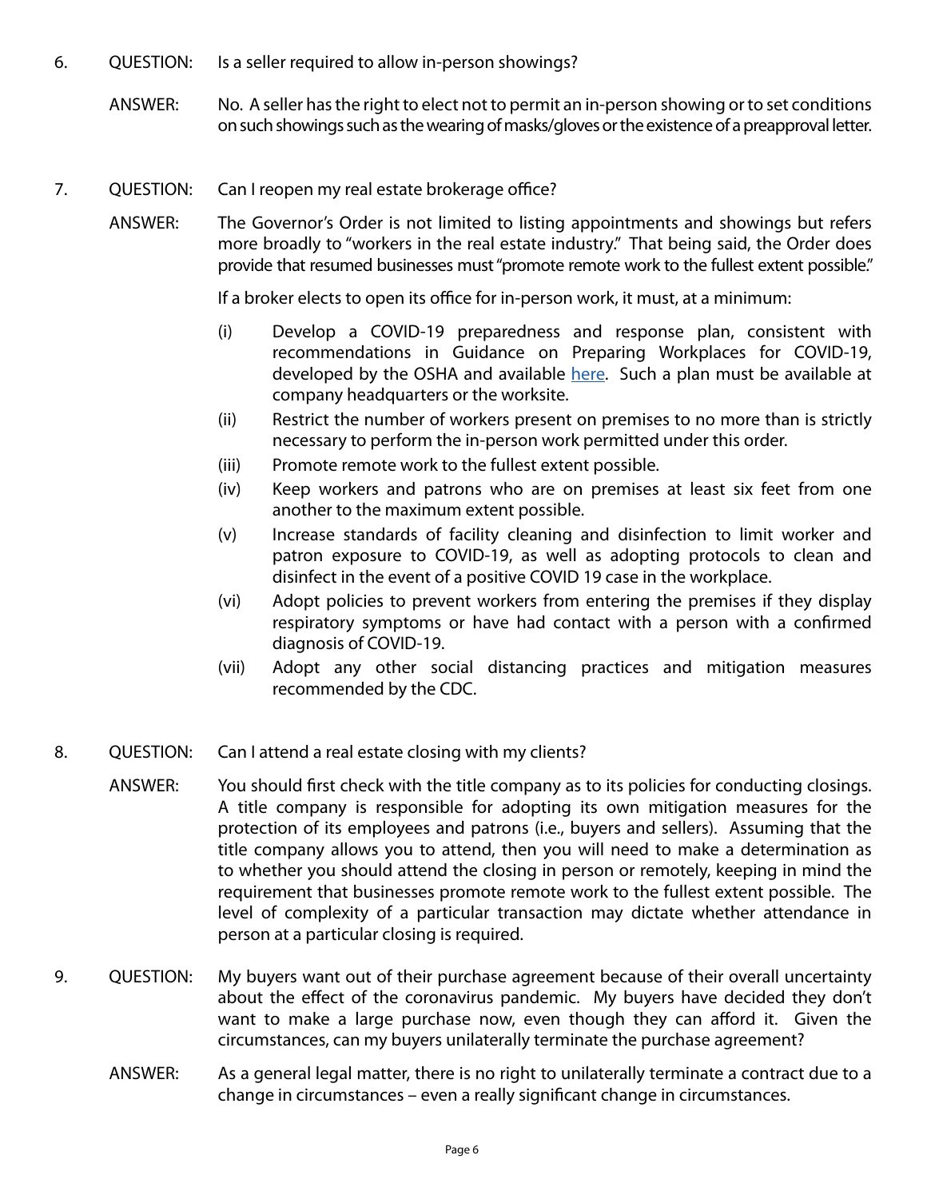6. QUESTION: Is a seller required to allow in-person showings?

   ANSWER: No. A seller has the right to elect not to permit an in-person showing or to set conditions on such showings such as the wearing of masks/gloves or the existence of a preapproval letter.

7. QUESTION: Can I reopen my real estate brokerage office?

   ANSWER: The Governor's Order is not limited to listing appointments and showings but refers more broadly to "workers in the real estate industry." That being said, the Order does provide that resumed businesses must "promote remote work to the fullest extent possible."

   If a broker elects to open its office for in-person work, it must, at a minimum:

   (i) Develop a COVID-19 preparedness and response plan, consistent with recommendations in Guidance on Preparing Workplaces for COVID-19, developed by the OSHA and available here. Such a plan must be available at company headquarters or the worksite.

   (ii) Restrict the number of workers present on premises to no more than is strictly necessary to perform the in-person work permitted under this order.

   (iii) Promote remote work to the fullest extent possible.

   (iv) Keep workers and patrons who are on premises at least six feet from one another to the maximum extent possible.

   (v) Increase standards of facility cleaning and disinfection to limit worker and patron exposure to COVID-19, as well as adopting protocols to clean and disinfect in the event of a positive COVID 19 case in the workplace.

   (vi) Adopt policies to prevent workers from entering the premises if they display respiratory symptoms or have had contact with a person with a confirmed diagnosis of COVID-19.

   (vii) Adopt any other social distancing practices and mitigation measures recommended by the CDC.

8. QUESTION: Can I attend a real estate closing with my clients?

   ANSWER: You should first check with the title company as to its policies for conducting closings. A title company is responsible for adopting its own mitigation measures for the protection of its employees and patrons (i.e., buyers and sellers). Assuming that the title company allows you to attend, then you will need to make a determination as to whether you should attend the closing in person or remotely, keeping in mind the requirement that businesses promote remote work to the fullest extent possible. The level of complexity of a particular transaction may dictate whether attendance in person at a particular closing is required.

9. QUESTION: My buyers want out of their purchase agreement because of their overall uncertainty about the effect of the coronavirus pandemic. My buyers have decided they don't want to make a large purchase now, even though they can afford it. Given the circumstances, can my buyers unilaterally terminate the purchase agreement?

   ANSWER: As a general legal matter, there is no right to unilaterally terminate a contract due to a change in circumstances – even a really significant change in circumstances.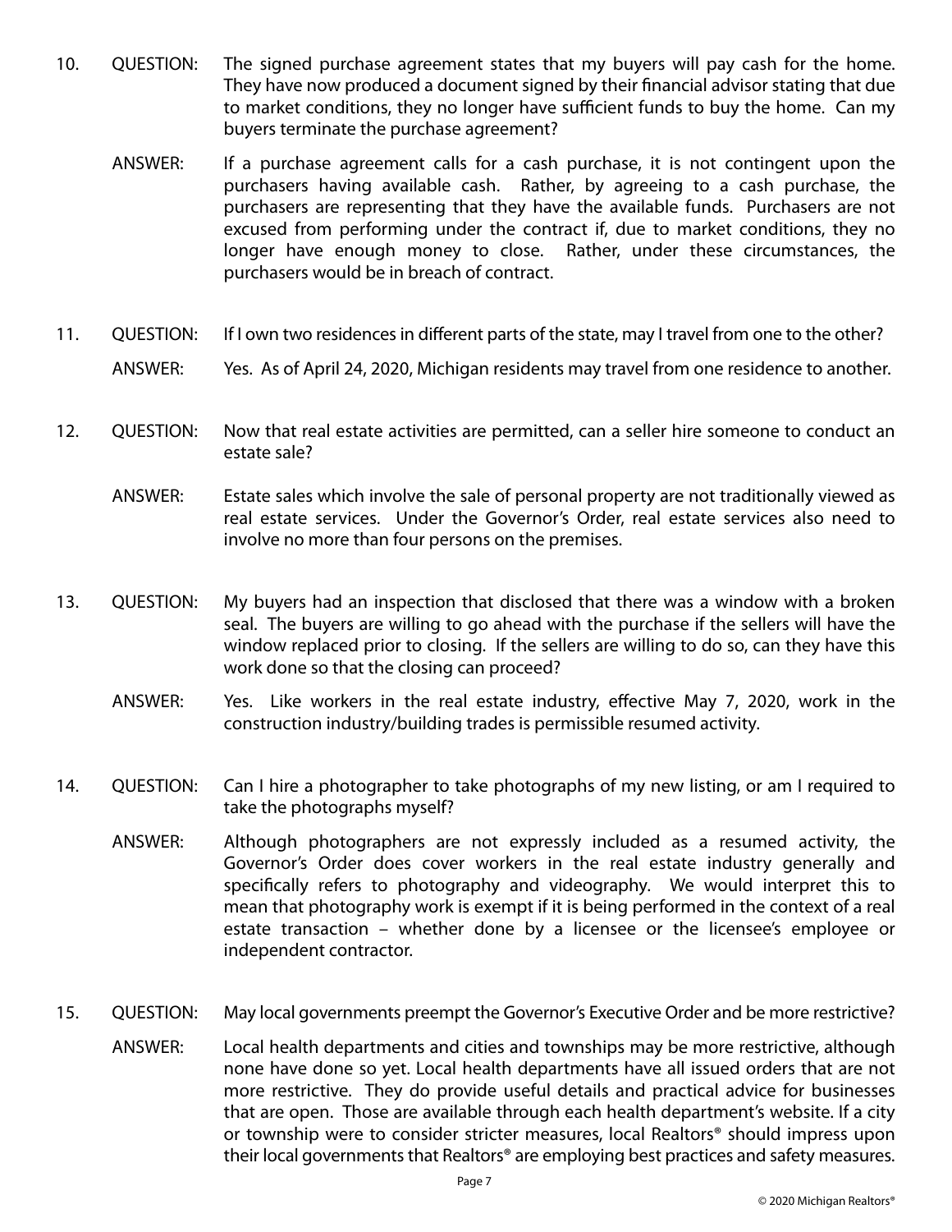10. QUESTION: The signed purchase agreement states that my buyers will pay cash for the home. They have now produced a document signed by their financial advisor stating that due to market conditions, they no longer have sufficient funds to buy the home. Can my buyers terminate the purchase agreement?

    ANSWER: If a purchase agreement calls for a cash purchase, it is not contingent upon the purchasers having available cash. Rather, by agreeing to a cash purchase, the purchasers are representing that they have the available funds. Purchasers are not excused from performing under the contract if, due to market conditions, they no longer have enough money to close. Rather, under these circumstances, the purchasers would be in breach of contract.

11. QUESTION: If I own two residences in different parts of the state, may I travel from one to the other?

    ANSWER: Yes. As of April 24, 2020, Michigan residents may travel from one residence to another.

12. QUESTION: Now that real estate activities are permitted, can a seller hire someone to conduct an estate sale?

    ANSWER: Estate sales which involve the sale of personal property are not traditionally viewed as real estate services. Under the Governor's Order, real estate services also need to involve no more than four persons on the premises.

13. QUESTION: My buyers had an inspection that disclosed that there was a window with a broken seal. The buyers are willing to go ahead with the purchase if the sellers will have the window replaced prior to closing. If the sellers are willing to do so, can they have this work done so that the closing can proceed?

    ANSWER: Yes. Like workers in the real estate industry, effective May 7, 2020, work in the construction industry/building trades is permissible resumed activity.

14. QUESTION: Can I hire a photographer to take photographs of my new listing, or am I required to take the photographs myself?

    ANSWER: Although photographers are not expressly included as a resumed activity, the Governor's Order does cover workers in the real estate industry generally and specifically refers to photography and videography. We would interpret this to mean that photography work is exempt if it is being performed in the context of a real estate transaction – whether done by a licensee or the licensee's employee or independent contractor.

15. QUESTION: May local governments preempt the Governor's Executive Order and be more restrictive?

    ANSWER: Local health departments and cities and townships may be more restrictive, although none have done so yet. Local health departments have all issued orders that are not more restrictive. They do provide useful details and practical advice for businesses that are open. Those are available through each health department's website. If a city or township were to consider stricter measures, local Realtors® should impress upon their local governments that Realtors® are employing best practices and safety measures.

© 2020 Michigan Realtors®